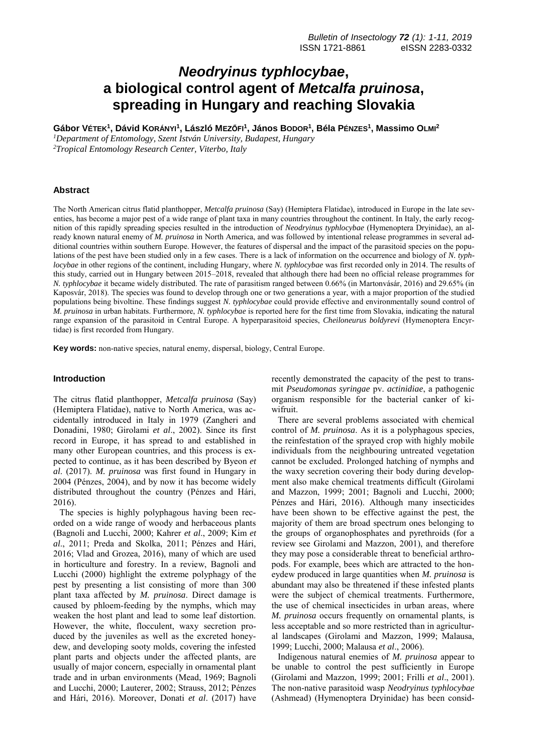# *Neodryinus typhlocybae*, a biological control agent of *Metcalfa pruinosa*, spreading in Hungary and reaching Slovakia

**Gábor Vétek[1], Dávid Korányi[1], László Mezőfi[1], János Bodor[1], Béla Pénzes[1], Massimo Olmi[2]**

[1]*Department of Entomology, Szent István University, Budapest, Hungary*
[2]*Tropical Entomology Research Center, Viterbo, Italy*

## Abstract

The North American citrus flatid planthopper, *Metcalfa pruinosa* (Say) (Hemiptera Flatidae), introduced in Europe in the late seventies, has become a major pest of a wide range of plant taxa in many countries throughout the continent. In Italy, the early recognition of this rapidly spreading species resulted in the introduction of *Neodryinus typhlocybae* (Hymenoptera Dryinidae), an already known natural enemy of *M. pruinosa* in North America, and was followed by intentional release programmes in several additional countries within southern Europe. However, the features of dispersal and the impact of the parasitoid species on the populations of the pest have been studied only in a few cases. There is a lack of information on the occurrence and biology of *N. typhlocybae* in other regions of the continent, including Hungary, where *N. typhlocybae* was first recorded only in 2014. The results of this study, carried out in Hungary between 2015–2018, revealed that although there had been no official release programmes for *N. typhlocybae* it became widely distributed. The rate of parasitism ranged between 0.66% (in Martonvásár, 2016) and 29.65% (in Kaposvár, 2018). The species was found to develop through one or two generations a year, with a major proportion of the studied populations being bivoltine. These findings suggest *N. typhlocybae* could provide effective and environmentally sound control of *M. pruinosa* in urban habitats. Furthermore, *N. typhlocybae* is reported here for the first time from Slovakia, indicating the natural range expansion of the parasitoid in Central Europe. A hyperparasitoid species, *Cheiloneurus boldyrevi* (Hymenoptera Encyrtidae) is first recorded from Hungary.

**Key words:** non-native species, natural enemy, dispersal, biology, Central Europe.

## Introduction

The citrus flatid planthopper, *Metcalfa pruinosa* (Say) (Hemiptera Flatidae), native to North America, was accidentally introduced in Italy in 1979 (Zangheri and Donadini, 1980; Girolami *et al*., 2002). Since its first record in Europe, it has spread to and established in many other European countries, and this process is expected to continue, as it has been described by Byeon *et al*. (2017). *M. pruinosa* was first found in Hungary in 2004 (Pénzes, 2004), and by now it has become widely distributed throughout the country (Pénzes and Hári, 2016).

The species is highly polyphagous having been recorded on a wide range of woody and herbaceous plants (Bagnoli and Lucchi, 2000; Kahrer *et al*., 2009; Kim *et al*., 2011; Preda and Skolka, 2011; Pénzes and Hári, 2016; Vlad and Grozea, 2016), many of which are used in horticulture and forestry. In a review, Bagnoli and Lucchi (2000) highlight the extreme polyphagy of the pest by presenting a list consisting of more than 300 plant taxa affected by *M. pruinosa*. Direct damage is caused by phloem-feeding by the nymphs, which may weaken the host plant and lead to some leaf distortion. However, the white, flocculent, waxy secretion produced by the juveniles as well as the excreted honeydew, and developing sooty molds, covering the infested plant parts and objects under the affected plants, are usually of major concern, especially in ornamental plant trade and in urban environments (Mead, 1969; Bagnoli and Lucchi, 2000; Lauterer, 2002; Strauss, 2012; Pénzes and Hári, 2016). Moreover, Donati *et al*. (2017) have recently demonstrated the capacity of the pest to transmit *Pseudomonas syringae* pv. *actinidiae*, a pathogenic organism responsible for the bacterial canker of kiwifruit.

There are several problems associated with chemical control of *M. pruinosa*. As it is a polyphagous species, the reinfestation of the sprayed crop with highly mobile individuals from the neighbouring untreated vegetation cannot be excluded. Prolonged hatching of nymphs and the waxy secretion covering their body during development also make chemical treatments difficult (Girolami and Mazzon, 1999; 2001; Bagnoli and Lucchi, 2000; Pénzes and Hári, 2016). Although many insecticides have been shown to be effective against the pest, the majority of them are broad spectrum ones belonging to the groups of organophosphates and pyrethroids (for a review see Girolami and Mazzon, 2001), and therefore they may pose a considerable threat to beneficial arthropods. For example, bees which are attracted to the honeydew produced in large quantities when *M. pruinosa* is abundant may also be threatened if these infested plants were the subject of chemical treatments. Furthermore, the use of chemical insecticides in urban areas, where *M. pruinosa* occurs frequently on ornamental plants, is less acceptable and so more restricted than in agricultural landscapes (Girolami and Mazzon, 1999; Malausa, 1999; Lucchi, 2000; Malausa *et al*., 2006).

Indigenous natural enemies of *M. pruinosa* appear to be unable to control the pest sufficiently in Europe (Girolami and Mazzon, 1999; 2001; Frilli *et al*., 2001). The non-native parasitoid wasp *Neodryinus typhlocybae* (Ashmead) (Hymenoptera Dryinidae) has been consid-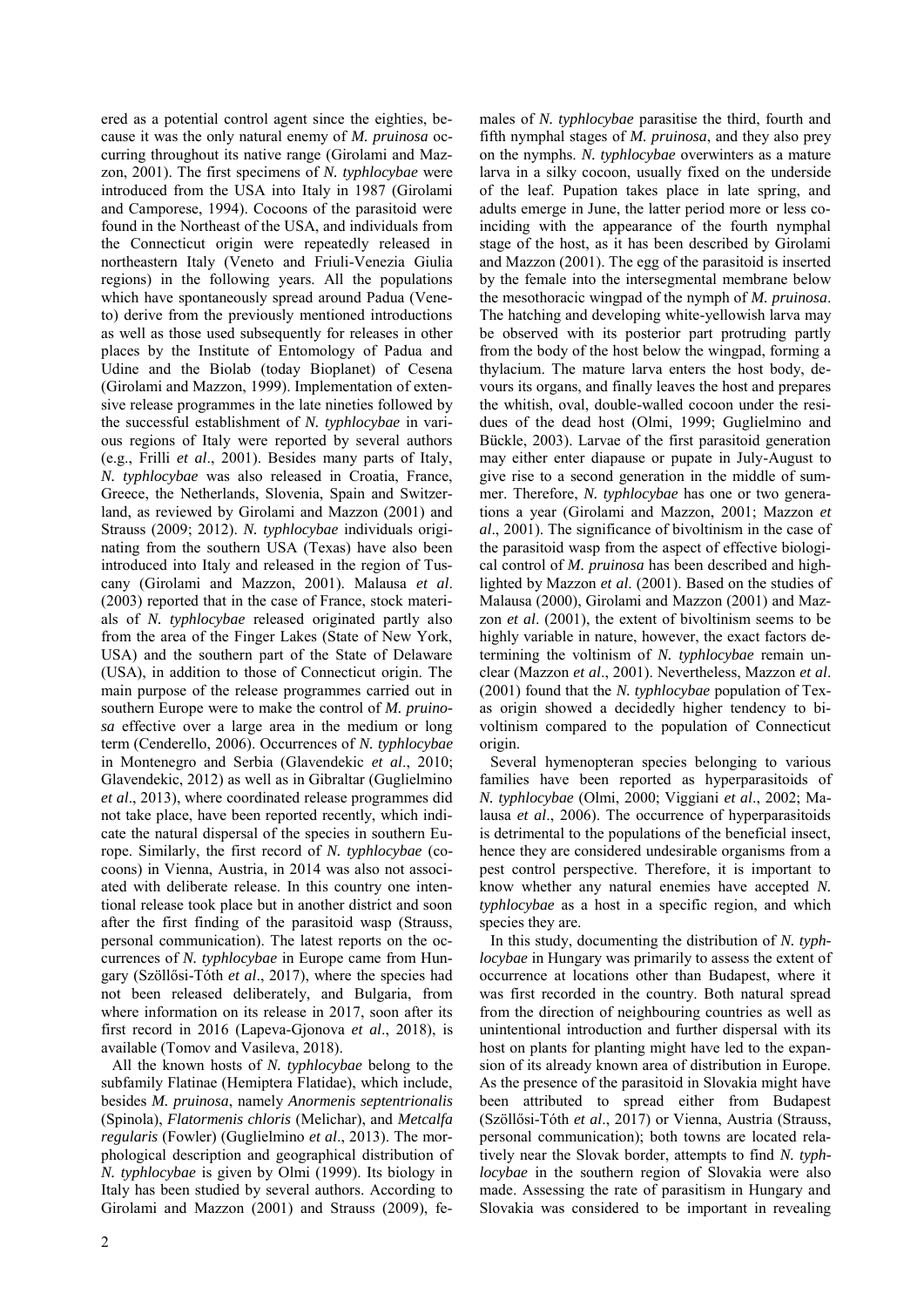ered as a potential control agent since the eighties, because it was the only natural enemy of *M. pruinosa* occurring throughout its native range (Girolami and Mazzon, 2001). The first specimens of *N. typhlocybae* were introduced from the USA into Italy in 1987 (Girolami and Camporese, 1994). Cocoons of the parasitoid were found in the Northeast of the USA, and individuals from the Connecticut origin were repeatedly released in northeastern Italy (Veneto and Friuli-Venezia Giulia regions) in the following years. All the populations which have spontaneously spread around Padua (Veneto) derive from the previously mentioned introductions as well as those used subsequently for releases in other places by the Institute of Entomology of Padua and Udine and the Biolab (today Bioplanet) of Cesena (Girolami and Mazzon, 1999). Implementation of extensive release programmes in the late nineties followed by the successful establishment of *N. typhlocybae* in various regions of Italy were reported by several authors (e.g., Frilli *et al*., 2001). Besides many parts of Italy, *N. typhlocybae* was also released in Croatia, France, Greece, the Netherlands, Slovenia, Spain and Switzerland, as reviewed by Girolami and Mazzon (2001) and Strauss (2009; 2012). *N. typhlocybae* individuals originating from the southern USA (Texas) have also been introduced into Italy and released in the region of Tuscany (Girolami and Mazzon, 2001). Malausa *et al*. (2003) reported that in the case of France, stock materials of *N. typhlocybae* released originated partly also from the area of the Finger Lakes (State of New York, USA) and the southern part of the State of Delaware (USA), in addition to those of Connecticut origin. The main purpose of the release programmes carried out in southern Europe were to make the control of *M. pruinosa* effective over a large area in the medium or long term (Cenderello, 2006). Occurrences of *N. typhlocybae* in Montenegro and Serbia (Glavendekic *et al*., 2010; Glavendekic, 2012) as well as in Gibraltar (Guglielmino *et al*., 2013), where coordinated release programmes did not take place, have been reported recently, which indicate the natural dispersal of the species in southern Europe. Similarly, the first record of *N. typhlocybae* (cocoons) in Vienna, Austria, in 2014 was also not associated with deliberate release. In this country one intentional release took place but in another district and soon after the first finding of the parasitoid wasp (Strauss, personal communication). The latest reports on the occurrences of *N. typhlocybae* in Europe came from Hungary (Szöllősi-Tóth *et al*., 2017), where the species had not been released deliberately, and Bulgaria, from where information on its release in 2017, soon after its first record in 2016 (Lapeva-Gjonova *et al*., 2018), is available (Tomov and Vasileva, 2018).

All the known hosts of *N. typhlocybae* belong to the subfamily Flatinae (Hemiptera Flatidae), which include, besides *M. pruinosa*, namely *Anormenis septentrionalis* (Spinola), *Flatormenis chloris* (Melichar), and *Metcalfa regularis* (Fowler) (Guglielmino *et al*., 2013). The morphological description and geographical distribution of *N. typhlocybae* is given by Olmi (1999). Its biology in Italy has been studied by several authors. According to Girolami and Mazzon (2001) and Strauss (2009), females of *N. typhlocybae* parasitise the third, fourth and fifth nymphal stages of *M. pruinosa*, and they also prey on the nymphs. *N. typhlocybae* overwinters as a mature larva in a silky cocoon, usually fixed on the underside of the leaf. Pupation takes place in late spring, and adults emerge in June, the latter period more or less coinciding with the appearance of the fourth nymphal stage of the host, as it has been described by Girolami and Mazzon (2001). The egg of the parasitoid is inserted by the female into the intersegmental membrane below the mesothoracic wingpad of the nymph of *M. pruinosa*. The hatching and developing white-yellowish larva may be observed with its posterior part protruding partly from the body of the host below the wingpad, forming a thylacium. The mature larva enters the host body, devours its organs, and finally leaves the host and prepares the whitish, oval, double-walled cocoon under the residues of the dead host (Olmi, 1999; Guglielmino and Bückle, 2003). Larvae of the first parasitoid generation may either enter diapause or pupate in July-August to give rise to a second generation in the middle of summer. Therefore, *N. typhlocybae* has one or two generations a year (Girolami and Mazzon, 2001; Mazzon *et al*., 2001). The significance of bivoltinism in the case of the parasitoid wasp from the aspect of effective biological control of *M. pruinosa* has been described and highlighted by Mazzon *et al*. (2001). Based on the studies of Malausa (2000), Girolami and Mazzon (2001) and Mazzon *et al*. (2001), the extent of bivoltinism seems to be highly variable in nature, however, the exact factors determining the voltinism of *N. typhlocybae* remain unclear (Mazzon *et al*., 2001). Nevertheless, Mazzon *et al*. (2001) found that the *N. typhlocybae* population of Texas origin showed a decidedly higher tendency to bivoltinism compared to the population of Connecticut origin.

Several hymenopteran species belonging to various families have been reported as hyperparasitoids of *N. typhlocybae* (Olmi, 2000; Viggiani *et al*., 2002; Malausa *et al*., 2006). The occurrence of hyperparasitoids is detrimental to the populations of the beneficial insect, hence they are considered undesirable organisms from a pest control perspective. Therefore, it is important to know whether any natural enemies have accepted *N. typhlocybae* as a host in a specific region, and which species they are.

In this study, documenting the distribution of *N. typhlocybae* in Hungary was primarily to assess the extent of occurrence at locations other than Budapest, where it was first recorded in the country. Both natural spread from the direction of neighbouring countries as well as unintentional introduction and further dispersal with its host on plants for planting might have led to the expansion of its already known area of distribution in Europe. As the presence of the parasitoid in Slovakia might have been attributed to spread either from Budapest (Szöllősi-Tóth *et al*., 2017) or Vienna, Austria (Strauss, personal communication); both towns are located relatively near the Slovak border, attempts to find *N. typhlocybae* in the southern region of Slovakia were also made. Assessing the rate of parasitism in Hungary and Slovakia was considered to be important in revealing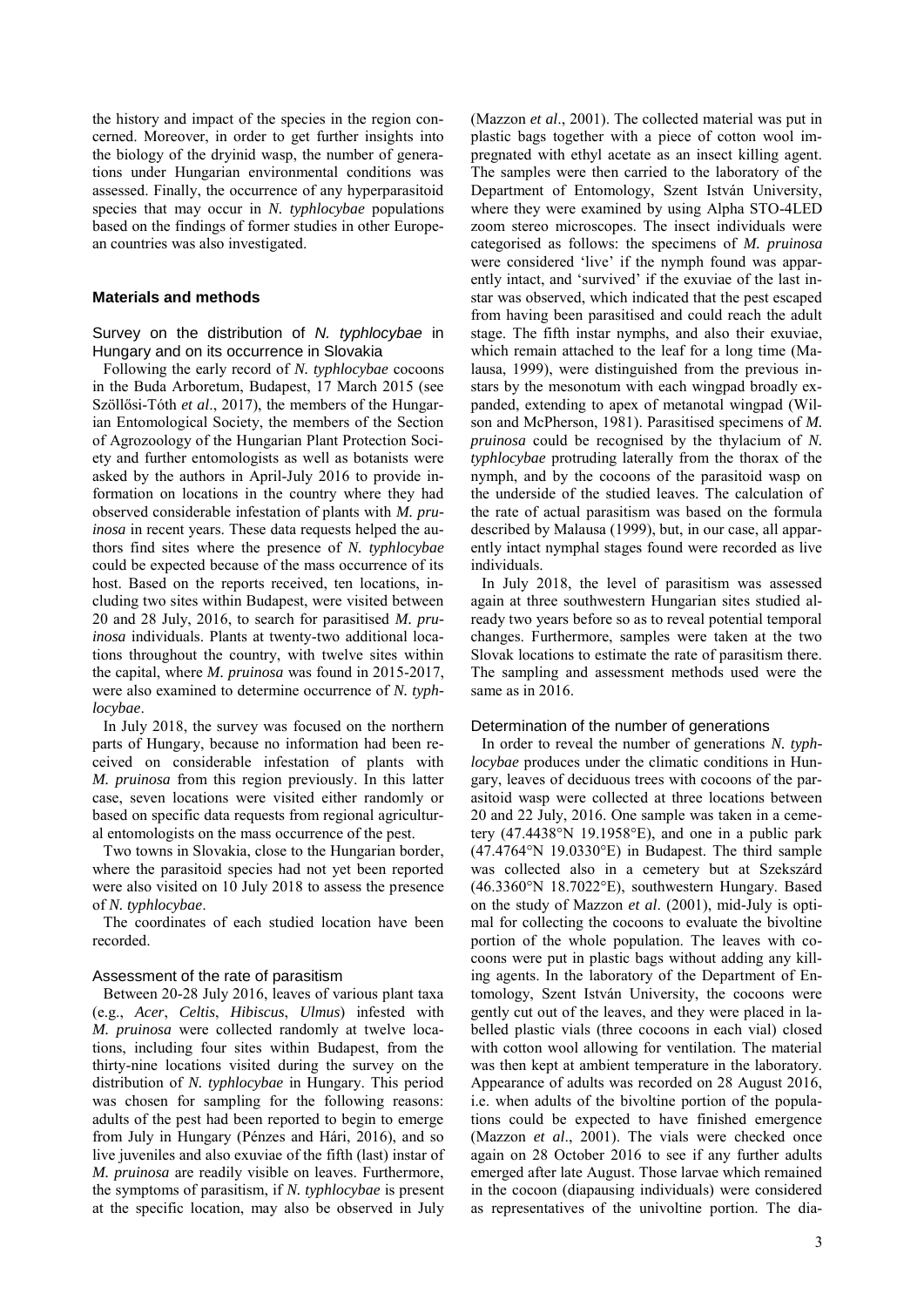the history and impact of the species in the region concerned. Moreover, in order to get further insights into the biology of the dryinid wasp, the number of generations under Hungarian environmental conditions was assessed. Finally, the occurrence of any hyperparasitoid species that may occur in *N. typhlocybae* populations based on the findings of former studies in other European countries was also investigated.

## Materials and methods

### Survey on the distribution of *N. typhlocybae* in Hungary and on its occurrence in Slovakia

Following the early record of *N. typhlocybae* cocoons in the Buda Arboretum, Budapest, 17 March 2015 (see Szöllősi-Tóth *et al*., 2017), the members of the Hungarian Entomological Society, the members of the Section of Agrozoology of the Hungarian Plant Protection Society and further entomologists as well as botanists were asked by the authors in April-July 2016 to provide information on locations in the country where they had observed considerable infestation of plants with *M. pruinosa* in recent years. These data requests helped the authors find sites where the presence of *N. typhlocybae* could be expected because of the mass occurrence of its host. Based on the reports received, ten locations, including two sites within Budapest, were visited between 20 and 28 July, 2016, to search for parasitised *M. pruinosa* individuals. Plants at twenty-two additional locations throughout the country, with twelve sites within the capital, where *M. pruinosa* was found in 2015-2017, were also examined to determine occurrence of *N. typhlocybae*.

In July 2018, the survey was focused on the northern parts of Hungary, because no information had been received on considerable infestation of plants with *M. pruinosa* from this region previously. In this latter case, seven locations were visited either randomly or based on specific data requests from regional agricultural entomologists on the mass occurrence of the pest.

Two towns in Slovakia, close to the Hungarian border, where the parasitoid species had not yet been reported were also visited on 10 July 2018 to assess the presence of *N. typhlocybae*.

The coordinates of each studied location have been recorded.

### Assessment of the rate of parasitism

Between 20-28 July 2016, leaves of various plant taxa (e.g., *Acer*, *Celtis*, *Hibiscus*, *Ulmus*) infested with *M. pruinosa* were collected randomly at twelve locations, including four sites within Budapest, from the thirty-nine locations visited during the survey on the distribution of *N. typhlocybae* in Hungary. This period was chosen for sampling for the following reasons: adults of the pest had been reported to begin to emerge from July in Hungary (Pénzes and Hári, 2016), and so live juveniles and also exuviae of the fifth (last) instar of *M. pruinosa* are readily visible on leaves. Furthermore, the symptoms of parasitism, if *N. typhlocybae* is present at the specific location, may also be observed in July (Mazzon *et al*., 2001). The collected material was put in plastic bags together with a piece of cotton wool impregnated with ethyl acetate as an insect killing agent. The samples were then carried to the laboratory of the Department of Entomology, Szent István University, where they were examined by using Alpha STO-4LED zoom stereo microscopes. The insect individuals were categorised as follows: the specimens of *M. pruinosa* were considered 'live' if the nymph found was apparently intact, and 'survived' if the exuviae of the last instar was observed, which indicated that the pest escaped from having been parasitised and could reach the adult stage. The fifth instar nymphs, and also their exuviae, which remain attached to the leaf for a long time (Malausa, 1999), were distinguished from the previous instars by the mesonotum with each wingpad broadly expanded, extending to apex of metanotal wingpad (Wilson and McPherson, 1981). Parasitised specimens of *M. pruinosa* could be recognised by the thylacium of *N. typhlocybae* protruding laterally from the thorax of the nymph, and by the cocoons of the parasitoid wasp on the underside of the studied leaves. The calculation of the rate of actual parasitism was based on the formula described by Malausa (1999), but, in our case, all apparently intact nymphal stages found were recorded as live individuals.

In July 2018, the level of parasitism was assessed again at three southwestern Hungarian sites studied already two years before so as to reveal potential temporal changes. Furthermore, samples were taken at the two Slovak locations to estimate the rate of parasitism there. The sampling and assessment methods used were the same as in 2016.

### Determination of the number of generations

In order to reveal the number of generations *N. typhlocybae* produces under the climatic conditions in Hungary, leaves of deciduous trees with cocoons of the parasitoid wasp were collected at three locations between 20 and 22 July, 2016. One sample was taken in a cemetery (47.4438°N 19.1958°E), and one in a public park (47.4764°N 19.0330°E) in Budapest. The third sample was collected also in a cemetery but at Szekszárd (46.3360°N 18.7022°E), southwestern Hungary. Based on the study of Mazzon *et al*. (2001), mid-July is optimal for collecting the cocoons to evaluate the bivoltine portion of the whole population. The leaves with cocoons were put in plastic bags without adding any killing agents. In the laboratory of the Department of Entomology, Szent István University, the cocoons were gently cut out of the leaves, and they were placed in labelled plastic vials (three cocoons in each vial) closed with cotton wool allowing for ventilation. The material was then kept at ambient temperature in the laboratory. Appearance of adults was recorded on 28 August 2016, i.e. when adults of the bivoltine portion of the populations could be expected to have finished emergence (Mazzon *et al*., 2001). The vials were checked once again on 28 October 2016 to see if any further adults emerged after late August. Those larvae which remained in the cocoon (diapausing individuals) were considered as representatives of the univoltine portion. The dia-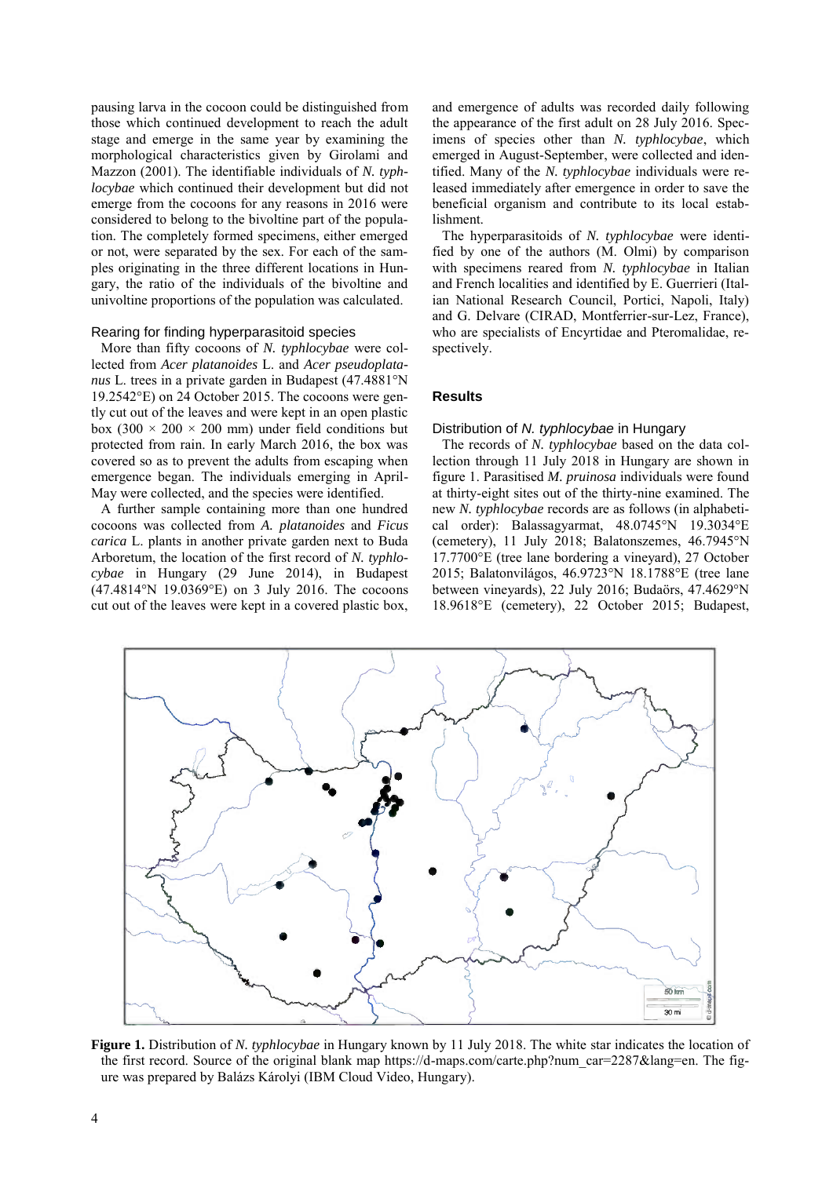pausing larva in the cocoon could be distinguished from those which continued development to reach the adult stage and emerge in the same year by examining the morphological characteristics given by Girolami and Mazzon (2001). The identifiable individuals of *N. typhlocybae* which continued their development but did not emerge from the cocoons for any reasons in 2016 were considered to belong to the bivoltine part of the population. The completely formed specimens, either emerged or not, were separated by the sex. For each of the samples originating in the three different locations in Hungary, the ratio of the individuals of the bivoltine and univoltine proportions of the population was calculated.

### Rearing for finding hyperparasitoid species

More than fifty cocoons of *N. typhlocybae* were collected from *Acer platanoides* L. and *Acer pseudoplatanus* L. trees in a private garden in Budapest (47.4881°N 19.2542°E) on 24 October 2015. The cocoons were gently cut out of the leaves and were kept in an open plastic box (300 × 200 × 200 mm) under field conditions but protected from rain. In early March 2016, the box was covered so as to prevent the adults from escaping when emergence began. The individuals emerging in April-May were collected, and the species were identified.

A further sample containing more than one hundred cocoons was collected from *A. platanoides* and *Ficus carica* L. plants in another private garden next to Buda Arboretum, the location of the first record of *N. typhlocybae* in Hungary (29 June 2014), in Budapest (47.4814°N 19.0369°E) on 3 July 2016. The cocoons cut out of the leaves were kept in a covered plastic box, and emergence of adults was recorded daily following the appearance of the first adult on 28 July 2016. Specimens of species other than *N. typhlocybae*, which emerged in August-September, were collected and identified. Many of the *N. typhlocybae* individuals were released immediately after emergence in order to save the beneficial organism and contribute to its local establishment.

The hyperparasitoids of *N. typhlocybae* were identified by one of the authors (M. Olmi) by comparison with specimens reared from *N. typhlocybae* in Italian and French localities and identified by E. Guerrieri (Italian National Research Council, Portici, Napoli, Italy) and G. Delvare (CIRAD, Montferrier-sur-Lez, France), who are specialists of Encyrtidae and Pteromalidae, respectively.

## Results

### Distribution of *N. typhlocybae* in Hungary

The records of *N. typhlocybae* based on the data collection through 11 July 2018 in Hungary are shown in figure 1. Parasitised *M. pruinosa* individuals were found at thirty-eight sites out of the thirty-nine examined. The new *N. typhlocybae* records are as follows (in alphabetical order): Balassagyarmat, 48.0745°N 19.3034°E (cemetery), 11 July 2018; Balatonszemes, 46.7945°N 17.7700°E (tree lane bordering a vineyard), 27 October 2015; Balatonvilágos, 46.9723°N 18.1788°E (tree lane between vineyards), 22 July 2016; Budaörs, 47.4629°N 18.9618°E (cemetery), 22 October 2015; Budapest,

**Figure 1.** Distribution of *N. typhlocybae* in Hungary known by 11 July 2018. The white star indicates the location of the first record. Source of the original blank map https://d-maps.com/carte.php?num_car=2287&lang=en. The figure was prepared by Balázs Károlyi (IBM Cloud Video, Hungary).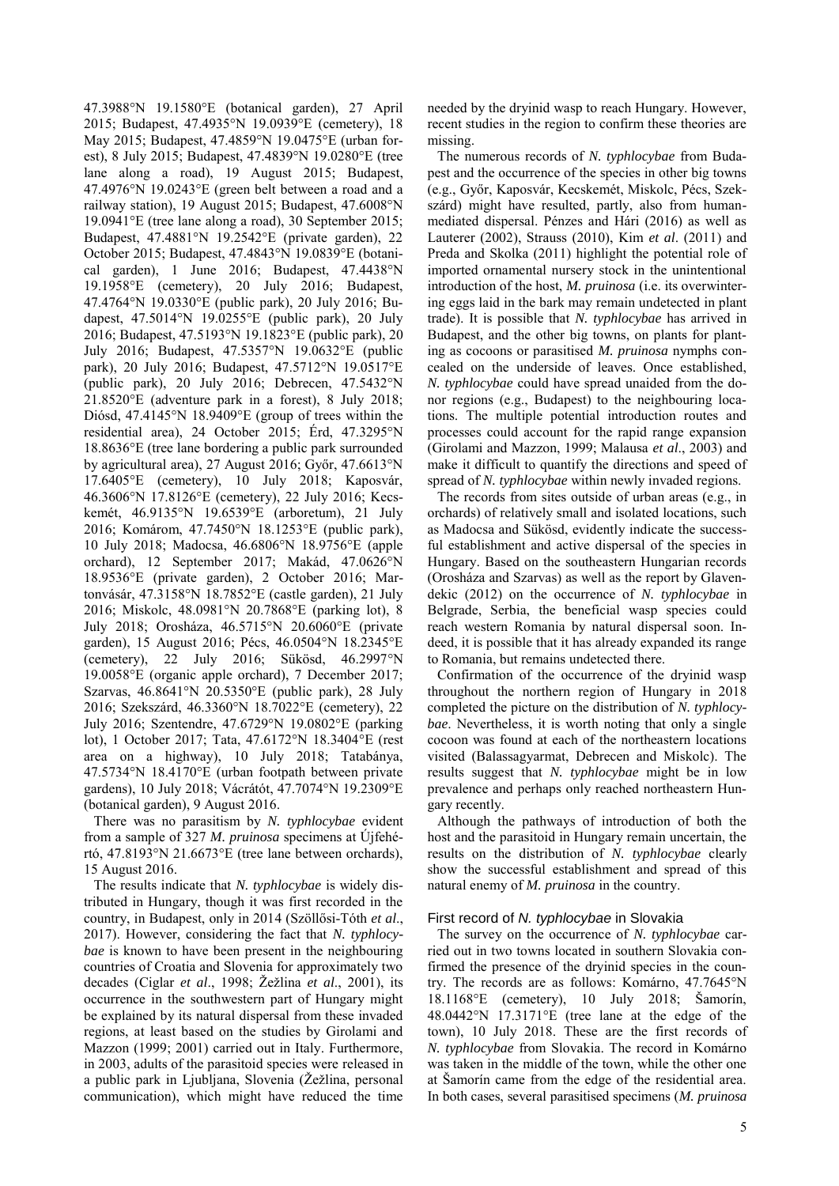47.3988°N 19.1580°E (botanical garden), 27 April 2015; Budapest, 47.4935°N 19.0939°E (cemetery), 18 May 2015; Budapest, 47.4859°N 19.0475°E (urban forest), 8 July 2015; Budapest, 47.4839°N 19.0280°E (tree lane along a road), 19 August 2015; Budapest, 47.4976°N 19.0243°E (green belt between a road and a railway station), 19 August 2015; Budapest, 47.6008°N 19.0941°E (tree lane along a road), 30 September 2015; Budapest, 47.4881°N 19.2542°E (private garden), 22 October 2015; Budapest, 47.4843°N 19.0839°E (botanical garden), 1 June 2016; Budapest, 47.4438°N 19.1958°E (cemetery), 20 July 2016; Budapest, 47.4764°N 19.0330°E (public park), 20 July 2016; Budapest, 47.5014°N 19.0255°E (public park), 20 July 2016; Budapest, 47.5193°N 19.1823°E (public park), 20 July 2016; Budapest, 47.5357°N 19.0632°E (public park), 20 July 2016; Budapest, 47.5712°N 19.0517°E (public park), 20 July 2016; Debrecen, 47.5432°N 21.8520°E (adventure park in a forest), 8 July 2018; Diósd, 47.4145°N 18.9409°E (group of trees within the residential area), 24 October 2015; Érd, 47.3295°N 18.8636°E (tree lane bordering a public park surrounded by agricultural area), 27 August 2016; Győr, 47.6613°N 17.6405°E (cemetery), 10 July 2018; Kaposvár, 46.3606°N 17.8126°E (cemetery), 22 July 2016; Kecskemét, 46.9135°N 19.6539°E (arboretum), 21 July 2016; Komárom, 47.7450°N 18.1253°E (public park), 10 July 2018; Madocsa, 46.6806°N 18.9756°E (apple orchard), 12 September 2017; Makád, 47.0626°N 18.9536°E (private garden), 2 October 2016; Martonvásár, 47.3158°N 18.7852°E (castle garden), 21 July 2016; Miskolc, 48.0981°N 20.7868°E (parking lot), 8 July 2018; Orosháza, 46.5715°N 20.6060°E (private garden), 15 August 2016; Pécs, 46.0504°N 18.2345°E (cemetery), 22 July 2016; Sükösd, 46.2997°N 19.0058°E (organic apple orchard), 7 December 2017; Szarvas, 46.8641°N 20.5350°E (public park), 28 July 2016; Szekszárd, 46.3360°N 18.7022°E (cemetery), 22 July 2016; Szentendre, 47.6729°N 19.0802°E (parking lot), 1 October 2017; Tata, 47.6172°N 18.3404°E (rest area on a highway), 10 July 2018; Tatabánya, 47.5734°N 18.4170°E (urban footpath between private gardens), 10 July 2018; Vácrátót, 47.7074°N 19.2309°E (botanical garden), 9 August 2016.

There was no parasitism by *N. typhlocybae* evident from a sample of 327 *M. pruinosa* specimens at Újfehértó, 47.8193°N 21.6673°E (tree lane between orchards), 15 August 2016.

The results indicate that *N. typhlocybae* is widely distributed in Hungary, though it was first recorded in the country, in Budapest, only in 2014 (Szöllősi-Tóth *et al*., 2017). However, considering the fact that *N. typhlocybae* is known to have been present in the neighbouring countries of Croatia and Slovenia for approximately two decades (Ciglar *et al*., 1998; Žežlina *et al*., 2001), its occurrence in the southwestern part of Hungary might be explained by its natural dispersal from these invaded regions, at least based on the studies by Girolami and Mazzon (1999; 2001) carried out in Italy. Furthermore, in 2003, adults of the parasitoid species were released in a public park in Ljubljana, Slovenia (Žežlina, personal communication), which might have reduced the time needed by the dryinid wasp to reach Hungary. However, recent studies in the region to confirm these theories are missing.

The numerous records of *N. typhlocybae* from Budapest and the occurrence of the species in other big towns (e.g., Győr, Kaposvár, Kecskemét, Miskolc, Pécs, Szekszárd) might have resulted, partly, also from human-mediated dispersal. Pénzes and Hári (2016) as well as Lauterer (2002), Strauss (2010), Kim *et al*. (2011) and Preda and Skolka (2011) highlight the potential role of imported ornamental nursery stock in the unintentional introduction of the host, *M. pruinosa* (i.e. its overwintering eggs laid in the bark may remain undetected in plant trade). It is possible that *N. typhlocybae* has arrived in Budapest, and the other big towns, on plants for planting as cocoons or parasitised *M. pruinosa* nymphs concealed on the underside of leaves. Once established, *N. typhlocybae* could have spread unaided from the donor regions (e.g., Budapest) to the neighbouring locations. The multiple potential introduction routes and processes could account for the rapid range expansion (Girolami and Mazzon, 1999; Malausa *et al*., 2003) and make it difficult to quantify the directions and speed of spread of *N. typhlocybae* within newly invaded regions.

The records from sites outside of urban areas (e.g., in orchards) of relatively small and isolated locations, such as Madocsa and Sükösd, evidently indicate the successful establishment and active dispersal of the species in Hungary. Based on the southeastern Hungarian records (Orosháza and Szarvas) as well as the report by Glavendekic (2012) on the occurrence of *N. typhlocybae* in Belgrade, Serbia, the beneficial wasp species could reach western Romania by natural dispersal soon. Indeed, it is possible that it has already expanded its range to Romania, but remains undetected there.

Confirmation of the occurrence of the dryinid wasp throughout the northern region of Hungary in 2018 completed the picture on the distribution of *N. typhlocybae*. Nevertheless, it is worth noting that only a single cocoon was found at each of the northeastern locations visited (Balassagyarmat, Debrecen and Miskolc). The results suggest that *N. typhlocybae* might be in low prevalence and perhaps only reached northeastern Hungary recently.

Although the pathways of introduction of both the host and the parasitoid in Hungary remain uncertain, the results on the distribution of *N. typhlocybae* clearly show the successful establishment and spread of this natural enemy of *M. pruinosa* in the country.

### First record of *N. typhlocybae* in Slovakia

The survey on the occurrence of *N. typhlocybae* carried out in two towns located in southern Slovakia confirmed the presence of the dryinid species in the country. The records are as follows: Komárno, 47.7645°N 18.1168°E (cemetery), 10 July 2018; Šamorín, 48.0442°N 17.3171°E (tree lane at the edge of the town), 10 July 2018. These are the first records of *N. typhlocybae* from Slovakia. The record in Komárno was taken in the middle of the town, while the other one at Šamorín came from the edge of the residential area. In both cases, several parasitised specimens (*M. pruinosa*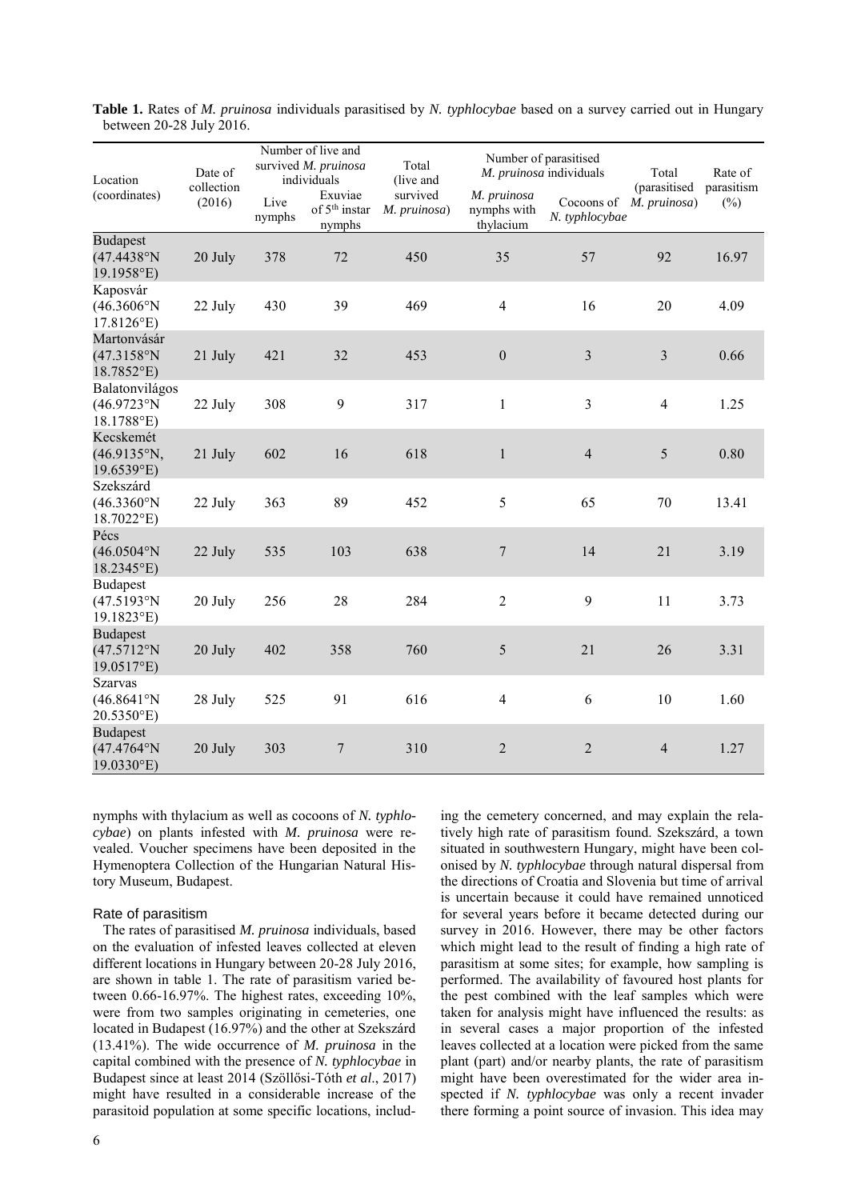**Table 1.** Rates of *M. pruinosa* individuals parasitised by *N. typhlocybae* based on a survey carried out in Hungary between 20-28 July 2016.

| Location (coordinates) | Date of collection (2016) | Number of live and survived *M. pruinosa* individuals | | Total (live and survived *M. pruinosa*) | Number of parasitised *M. pruinosa* individuals | | Total (parasitised *M. pruinosa*) | Rate of parasitism (%) |
|---|---|---|---|---|---|---|---|---|
| | | Live nymphs | Exuviae of 5th instar nymphs | | *M. pruinosa* nymphs with thylacium | Cocoons of *N. typhlocybae* | | |
| Budapest (47.4438°N 19.1958°E) | 20 July | 378 | 72 | 450 | 35 | 57 | 92 | 16.97 |
| Kaposvár (46.3606°N 17.8126°E) | 22 July | 430 | 39 | 469 | 4 | 16 | 20 | 4.09 |
| Martonvásár (47.3158°N 18.7852°E) | 21 July | 421 | 32 | 453 | 0 | 3 | 3 | 0.66 |
| Balatonvilágos (46.9723°N 18.1788°E) | 22 July | 308 | 9 | 317 | 1 | 3 | 4 | 1.25 |
| Kecskemét (46.9135°N, 19.6539°E) | 21 July | 602 | 16 | 618 | 1 | 4 | 5 | 0.80 |
| Szekszárd (46.3360°N 18.7022°E) | 22 July | 363 | 89 | 452 | 5 | 65 | 70 | 13.41 |
| Pécs (46.0504°N 18.2345°E) | 22 July | 535 | 103 | 638 | 7 | 14 | 21 | 3.19 |
| Budapest (47.5193°N 19.1823°E) | 20 July | 256 | 28 | 284 | 2 | 9 | 11 | 3.73 |
| Budapest (47.5712°N 19.0517°E) | 20 July | 402 | 358 | 760 | 5 | 21 | 26 | 3.31 |
| Szarvas (46.8641°N 20.5350°E) | 28 July | 525 | 91 | 616 | 4 | 6 | 10 | 1.60 |
| Budapest (47.4764°N 19.0330°E) | 20 July | 303 | 7 | 310 | 2 | 2 | 4 | 1.27 |

nymphs with thylacium as well as cocoons of *N. typhlocybae*) on plants infested with *M. pruinosa* were revealed. Voucher specimens have been deposited in the Hymenoptera Collection of the Hungarian Natural History Museum, Budapest.

### Rate of parasitism

The rates of parasitised *M. pruinosa* individuals, based on the evaluation of infested leaves collected at eleven different locations in Hungary between 20-28 July 2016, are shown in table 1. The rate of parasitism varied between 0.66-16.97%. The highest rates, exceeding 10%, were from two samples originating in cemeteries, one located in Budapest (16.97%) and the other at Szekszárd (13.41%). The wide occurrence of *M. pruinosa* in the capital combined with the presence of *N. typhlocybae* in Budapest since at least 2014 (Szöllősi-Tóth *et al*., 2017) might have resulted in a considerable increase of the parasitoid population at some specific locations, including the cemetery concerned, and may explain the relatively high rate of parasitism found. Szekszárd, a town situated in southwestern Hungary, might have been colonised by *N. typhlocybae* through natural dispersal from the directions of Croatia and Slovenia but time of arrival is uncertain because it could have remained unnoticed for several years before it became detected during our survey in 2016. However, there may be other factors which might lead to the result of finding a high rate of parasitism at some sites; for example, how sampling is performed. The availability of favoured host plants for the pest combined with the leaf samples which were taken for analysis might have influenced the results: as in several cases a major proportion of the infested leaves collected at a location were picked from the same plant (part) and/or nearby plants, the rate of parasitism might have been overestimated for the wider area inspected if *N. typhlocybae* was only a recent invader there forming a point source of invasion. This idea may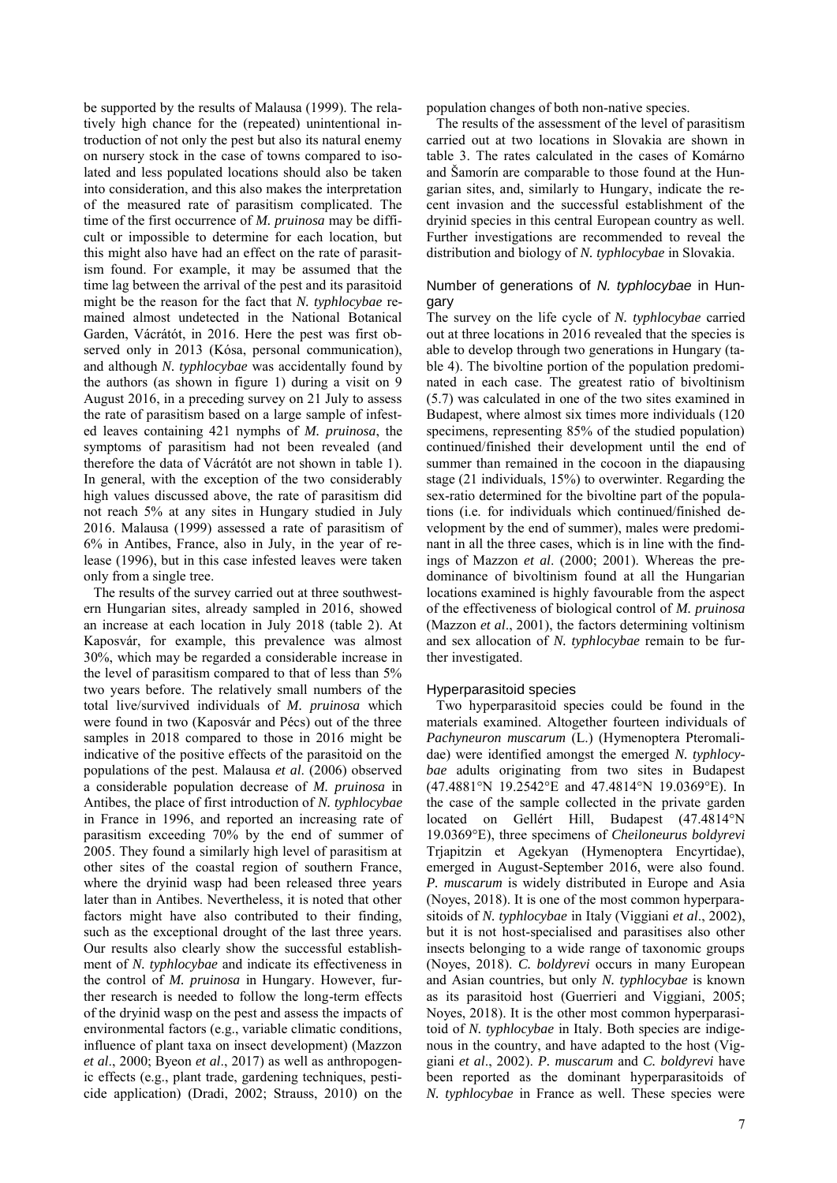be supported by the results of Malausa (1999). The relatively high chance for the (repeated) unintentional introduction of not only the pest but also its natural enemy on nursery stock in the case of towns compared to isolated and less populated locations should also be taken into consideration, and this also makes the interpretation of the measured rate of parasitism complicated. The time of the first occurrence of *M. pruinosa* may be difficult or impossible to determine for each location, but this might also have had an effect on the rate of parasitism found. For example, it may be assumed that the time lag between the arrival of the pest and its parasitoid might be the reason for the fact that *N. typhlocybae* remained almost undetected in the National Botanical Garden, Vácrátót, in 2016. Here the pest was first observed only in 2013 (Kósa, personal communication), and although *N. typhlocybae* was accidentally found by the authors (as shown in figure 1) during a visit on 9 August 2016, in a preceding survey on 21 July to assess the rate of parasitism based on a large sample of infested leaves containing 421 nymphs of *M. pruinosa*, the symptoms of parasitism had not been revealed (and therefore the data of Vácrátót are not shown in table 1). In general, with the exception of the two considerably high values discussed above, the rate of parasitism did not reach 5% at any sites in Hungary studied in July 2016. Malausa (1999) assessed a rate of parasitism of 6% in Antibes, France, also in July, in the year of release (1996), but in this case infested leaves were taken only from a single tree.

The results of the survey carried out at three southwestern Hungarian sites, already sampled in 2016, showed an increase at each location in July 2018 (table 2). At Kaposvár, for example, this prevalence was almost 30%, which may be regarded a considerable increase in the level of parasitism compared to that of less than 5% two years before. The relatively small numbers of the total live/survived individuals of *M. pruinosa* which were found in two (Kaposvár and Pécs) out of the three samples in 2018 compared to those in 2016 might be indicative of the positive effects of the parasitoid on the populations of the pest. Malausa *et al*. (2006) observed a considerable population decrease of *M. pruinosa* in Antibes, the place of first introduction of *N. typhlocybae* in France in 1996, and reported an increasing rate of parasitism exceeding 70% by the end of summer of 2005. They found a similarly high level of parasitism at other sites of the coastal region of southern France, where the dryinid wasp had been released three years later than in Antibes. Nevertheless, it is noted that other factors might have also contributed to their finding, such as the exceptional drought of the last three years. Our results also clearly show the successful establishment of *N. typhlocybae* and indicate its effectiveness in the control of *M. pruinosa* in Hungary. However, further research is needed to follow the long-term effects of the dryinid wasp on the pest and assess the impacts of environmental factors (e.g., variable climatic conditions, influence of plant taxa on insect development) (Mazzon *et al*., 2000; Byeon *et al*., 2017) as well as anthropogenic effects (e.g., plant trade, gardening techniques, pesticide application) (Dradi, 2002; Strauss, 2010) on the population changes of both non-native species.

The results of the assessment of the level of parasitism carried out at two locations in Slovakia are shown in table 3. The rates calculated in the cases of Komárno and Šamorín are comparable to those found at the Hungarian sites, and, similarly to Hungary, indicate the recent invasion and the successful establishment of the dryinid species in this central European country as well. Further investigations are recommended to reveal the distribution and biology of *N. typhlocybae* in Slovakia.

### Number of generations of *N. typhlocybae* in Hungary

The survey on the life cycle of *N. typhlocybae* carried out at three locations in 2016 revealed that the species is able to develop through two generations in Hungary (table 4). The bivoltine portion of the population predominated in each case. The greatest ratio of bivoltinism (5.7) was calculated in one of the two sites examined in Budapest, where almost six times more individuals (120 specimens, representing 85% of the studied population) continued/finished their development until the end of summer than remained in the cocoon in the diapausing stage (21 individuals, 15%) to overwinter. Regarding the sex-ratio determined for the bivoltine part of the populations (i.e. for individuals which continued/finished development by the end of summer), males were predominant in all the three cases, which is in line with the findings of Mazzon *et al*. (2000; 2001). Whereas the predominance of bivoltinism found at all the Hungarian locations examined is highly favourable from the aspect of the effectiveness of biological control of *M. pruinosa* (Mazzon *et al*., 2001), the factors determining voltinism and sex allocation of *N. typhlocybae* remain to be further investigated.

### Hyperparasitoid species

Two hyperparasitoid species could be found in the materials examined. Altogether fourteen individuals of *Pachyneuron muscarum* (L.) (Hymenoptera Pteromalidae) were identified amongst the emerged *N. typhlocybae* adults originating from two sites in Budapest (47.4881°N 19.2542°E and 47.4814°N 19.0369°E). In the case of the sample collected in the private garden located on Gellért Hill, Budapest (47.4814°N 19.0369°E), three specimens of *Cheiloneurus boldyrevi* Trjapitzin et Agekyan (Hymenoptera Encyrtidae), emerged in August-September 2016, were also found. *P. muscarum* is widely distributed in Europe and Asia (Noyes, 2018). It is one of the most common hyperparasitoids of *N. typhlocybae* in Italy (Viggiani *et al*., 2002), but it is not host-specialised and parasitises also other insects belonging to a wide range of taxonomic groups (Noyes, 2018). *C. boldyrevi* occurs in many European and Asian countries, but only *N. typhlocybae* is known as its parasitoid host (Guerrieri and Viggiani, 2005; Noyes, 2018). It is the other most common hyperparasitoid of *N. typhlocybae* in Italy. Both species are indigenous in the country, and have adapted to the host (Viggiani *et al*., 2002). *P. muscarum* and *C. boldyrevi* have been reported as the dominant hyperparasitoids of *N. typhlocybae* in France as well. These species were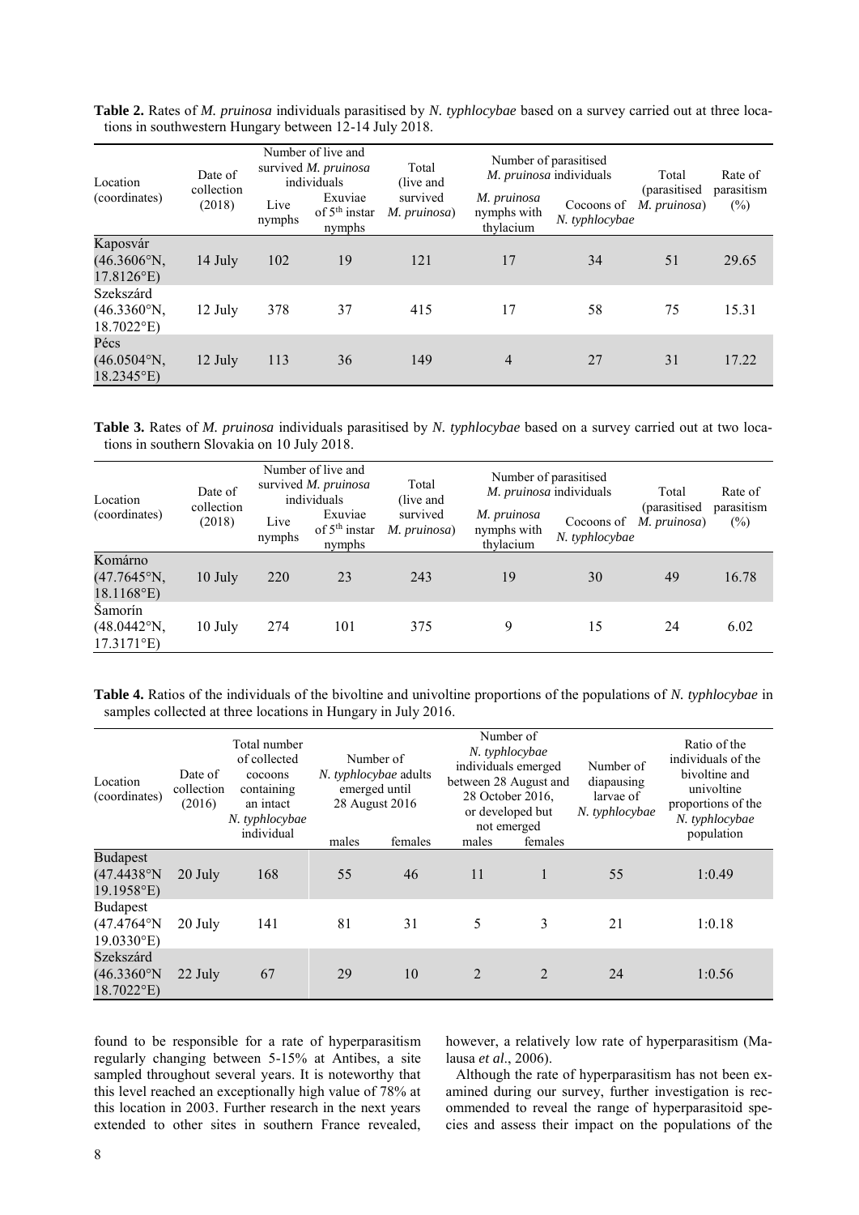**Table 2.** Rates of *M. pruinosa* individuals parasitised by *N. typhlocybae* based on a survey carried out at three locations in southwestern Hungary between 12-14 July 2018.

| Location (coordinates) | Date of collection (2018) | Number of live and survived *M. pruinosa* individuals | | Total (live and survived *M. pruinosa*) | Number of parasitised *M. pruinosa* individuals | | Total (parasitised *M. pruinosa*) | Rate of parasitism (%) |
|---|---|---|---|---|---|---|---|---|
| | | Live nymphs | Exuviae of 5th instar nymphs | | *M. pruinosa* nymphs with thylacium | Cocoons of *N. typhlocybae* | | |
| Kaposvár (46.3606°N, 17.8126°E) | 14 July | 102 | 19 | 121 | 17 | 34 | 51 | 29.65 |
| Szekszárd (46.3360°N, 18.7022°E) | 12 July | 378 | 37 | 415 | 17 | 58 | 75 | 15.31 |
| Pécs (46.0504°N, 18.2345°E) | 12 July | 113 | 36 | 149 | 4 | 27 | 31 | 17.22 |

**Table 3.** Rates of *M. pruinosa* individuals parasitised by *N. typhlocybae* based on a survey carried out at two locations in southern Slovakia on 10 July 2018.

| Location (coordinates) | Date of collection (2018) | Number of live and survived *M. pruinosa* individuals | | Total (live and survived *M. pruinosa*) | Number of parasitised *M. pruinosa* individuals | | Total (parasitised *M. pruinosa*) | Rate of parasitism (%) |
|---|---|---|---|---|---|---|---|---|
| | | Live nymphs | Exuviae of 5th instar nymphs | | *M. pruinosa* nymphs with thylacium | Cocoons of *N. typhlocybae* | | |
| Komárno (47.7645°N, 18.1168°E) | 10 July | 220 | 23 | 243 | 19 | 30 | 49 | 16.78 |
| Šamorín (48.0442°N, 17.3171°E) | 10 July | 274 | 101 | 375 | 9 | 15 | 24 | 6.02 |

**Table 4.** Ratios of the individuals of the bivoltine and univoltine proportions of the populations of *N. typhlocybae* in samples collected at three locations in Hungary in July 2016.

| Location (coordinates) | Date of collection (2016) | Total number of collected cocoons containing an intact *N. typhlocybae* individual | Number of *N. typhlocybae* adults emerged until 28 August 2016 | | Number of *N. typhlocybae* individuals emerged between 28 August and 28 October 2016, or developed but not emerged | | Number of diapausing larvae of *N. typhlocybae* | Ratio of the individuals of the bivoltine and univoltine proportions of the *N. typhlocybae* population |
|---|---|---|---|---|---|---|---|---|
| | | | males | females | males | females | | |
| Budapest (47.4438°N 19.1958°E) | 20 July | 168 | 55 | 46 | 11 | 1 | 55 | 1:0.49 |
| Budapest (47.4764°N 19.0330°E) | 20 July | 141 | 81 | 31 | 5 | 3 | 21 | 1:0.18 |
| Szekszárd (46.3360°N 18.7022°E) | 22 July | 67 | 29 | 10 | 2 | 2 | 24 | 1:0.56 |

found to be responsible for a rate of hyperparasitism regularly changing between 5-15% at Antibes, a site sampled throughout several years. It is noteworthy that this level reached an exceptionally high value of 78% at this location in 2003. Further research in the next years extended to other sites in southern France revealed, however, a relatively low rate of hyperparasitism (Malausa *et al*., 2006).

Although the rate of hyperparasitism has not been examined during our survey, further investigation is recommended to reveal the range of hyperparasitoid species and assess their impact on the populations of the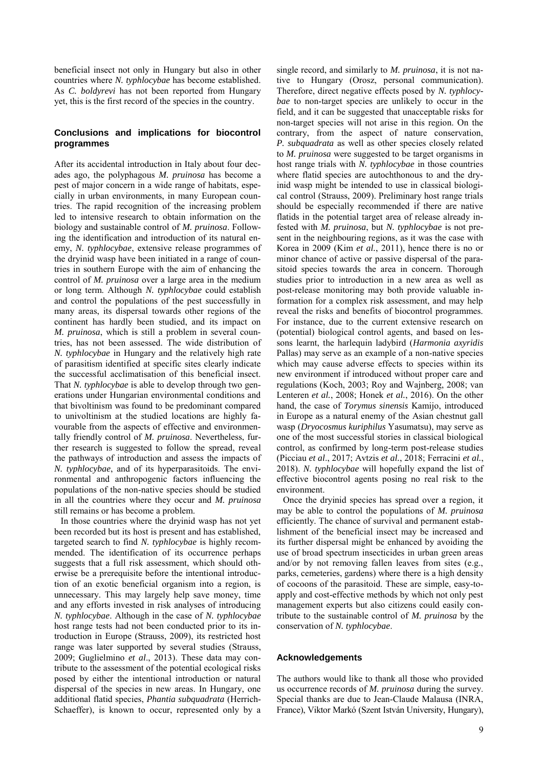beneficial insect not only in Hungary but also in other countries where *N. typhlocybae* has become established. As *C. boldyrevi* has not been reported from Hungary yet, this is the first record of the species in the country.

## Conclusions and implications for biocontrol programmes

After its accidental introduction in Italy about four decades ago, the polyphagous *M. pruinosa* has become a pest of major concern in a wide range of habitats, especially in urban environments, in many European countries. The rapid recognition of the increasing problem led to intensive research to obtain information on the biology and sustainable control of *M. pruinosa*. Following the identification and introduction of its natural enemy, *N. typhlocybae*, extensive release programmes of the dryinid wasp have been initiated in a range of countries in southern Europe with the aim of enhancing the control of *M. pruinosa* over a large area in the medium or long term. Although *N. typhlocybae* could establish and control the populations of the pest successfully in many areas, its dispersal towards other regions of the continent has hardly been studied, and its impact on *M. pruinosa*, which is still a problem in several countries, has not been assessed. The wide distribution of *N. typhlocybae* in Hungary and the relatively high rate of parasitism identified at specific sites clearly indicate the successful acclimatisation of this beneficial insect. That *N. typhlocybae* is able to develop through two generations under Hungarian environmental conditions and that bivoltinism was found to be predominant compared to univoltinism at the studied locations are highly favourable from the aspects of effective and environmentally friendly control of *M. pruinosa*. Nevertheless, further research is suggested to follow the spread, reveal the pathways of introduction and assess the impacts of *N. typhlocybae*, and of its hyperparasitoids. The environmental and anthropogenic factors influencing the populations of the non-native species should be studied in all the countries where they occur and *M. pruinosa* still remains or has become a problem.

In those countries where the dryinid wasp has not yet been recorded but its host is present and has established, targeted search to find *N. typhlocybae* is highly recommended. The identification of its occurrence perhaps suggests that a full risk assessment, which should otherwise be a prerequisite before the intentional introduction of an exotic beneficial organism into a region, is unnecessary. This may largely help save money, time and any efforts invested in risk analyses of introducing *N. typhlocybae*. Although in the case of *N. typhlocybae* host range tests had not been conducted prior to its introduction in Europe (Strauss, 2009), its restricted host range was later supported by several studies (Strauss, 2009; Guglielmino *et al*., 2013). These data may contribute to the assessment of the potential ecological risks posed by either the intentional introduction or natural dispersal of the species in new areas. In Hungary, one additional flatid species, *Phantia subquadrata* (Herrich-Schaeffer), is known to occur, represented only by a single record, and similarly to *M. pruinosa*, it is not native to Hungary (Orosz, personal communication). Therefore, direct negative effects posed by *N. typhlocybae* to non-target species are unlikely to occur in the field, and it can be suggested that unacceptable risks for non-target species will not arise in this region. On the contrary, from the aspect of nature conservation, *P. subquadrata* as well as other species closely related to *M. pruinosa* were suggested to be target organisms in host range trials with *N. typhlocybae* in those countries where flatid species are autochthonous to and the dryinid wasp might be intended to use in classical biological control (Strauss, 2009). Preliminary host range trials should be especially recommended if there are native flatids in the potential target area of release already infested with *M. pruinosa*, but *N. typhlocybae* is not present in the neighbouring regions, as it was the case with Korea in 2009 (Kim *et al.*, 2011), hence there is no or minor chance of active or passive dispersal of the parasitoid species towards the area in concern. Thorough studies prior to introduction in a new area as well as post-release monitoring may both provide valuable information for a complex risk assessment, and may help reveal the risks and benefits of biocontrol programmes. For instance, due to the current extensive research on (potential) biological control agents, and based on lessons learnt, the harlequin ladybird (*Harmonia axyridis* Pallas) may serve as an example of a non-native species which may cause adverse effects to species within its new environment if introduced without proper care and regulations (Koch, 2003; Roy and Wajnberg, 2008; van Lenteren *et al.*, 2008; Honek *et al.*, 2016). On the other hand, the case of *Torymus sinensis* Kamijo, introduced in Europe as a natural enemy of the Asian chestnut gall wasp (*Dryocosmus kuriphilus* Yasumatsu), may serve as one of the most successful stories in classical biological control, as confirmed by long-term post-release studies (Picciau *et al*., 2017; Avtzis *et al.*, 2018; Ferracini *et al.*, 2018). *N. typhlocybae* will hopefully expand the list of effective biocontrol agents posing no real risk to the environment.

Once the dryinid species has spread over a region, it may be able to control the populations of *M. pruinosa* efficiently. The chance of survival and permanent establishment of the beneficial insect may be increased and its further dispersal might be enhanced by avoiding the use of broad spectrum insecticides in urban green areas and/or by not removing fallen leaves from sites (e.g., parks, cemeteries, gardens) where there is a high density of cocoons of the parasitoid. These are simple, easy-to-apply and cost-effective methods by which not only pest management experts but also citizens could easily contribute to the sustainable control of *M. pruinosa* by the conservation of *N. typhlocybae*.

## Acknowledgements

The authors would like to thank all those who provided us occurrence records of *M. pruinosa* during the survey. Special thanks are due to Jean-Claude Malausa (INRA, France), Viktor Markó (Szent István University, Hungary),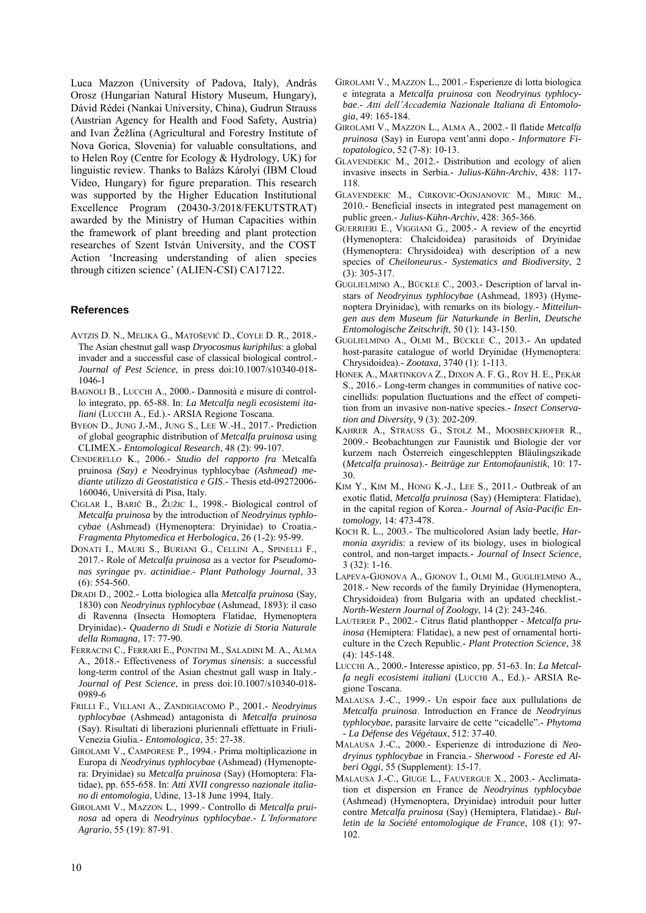Luca Mazzon (University of Padova, Italy), András Orosz (Hungarian Natural History Museum, Hungary), Dávid Rédei (Nankai University, China), Gudrun Strauss (Austrian Agency for Health and Food Safety, Austria) and Ivan Žežlina (Agricultural and Forestry Institute of Nova Gorica, Slovenia) for valuable consultations, and to Helen Roy (Centre for Ecology & Hydrology, UK) for linguistic review. Thanks to Balázs Károlyi (IBM Cloud Video, Hungary) for figure preparation. This research was supported by the Higher Education Institutional Excellence Program (20430-3/2018/FEKUTSTRAT) awarded by the Ministry of Human Capacities within the framework of plant breeding and plant protection researches of Szent István University, and the COST Action 'Increasing understanding of alien species through citizen science' (ALIEN-CSI) CA17122.

## References

AVTZIS D. N., MELIKA G., MATOŠEVIĆ D., COYLE D. R., 2018.- The Asian chestnut gall wasp *Dryocosmus kuriphilus*: a global invader and a successful case of classical biological control.- *Journal of Pest Science*, in press doi:10.1007/s10340-018-1046-1

BAGNOLI B., LUCCHI A., 2000.- Dannosità e misure di controllo integrato, pp. 65-88. In: *La Metcalfa negli ecosistemi italiani* (LUCCHI A., Ed.).- ARSIA Regione Toscana.

BYEON D., JUNG J.-M., JUNG S., LEE W.-H., 2017.- Prediction of global geographic distribution of *Metcalfa pruinosa* using CLIMEX.- *Entomological Research*, 48 (2): 99-107.

CENDERELLO K., 2006.- *Studio del rapporto fra* Metcalfa pruinosa *(Say) e* Neodryinus typhlocybae *(Ashmead) mediante utilizzo di Geostatistica e GIS*.- Thesis etd-09272006-160046, Università di Pisa, Italy.

CIGLAR I., BARIĆ B., ŽUŽIC I., 1998.- Biological control of *Metcalfa pruinosa* by the introduction of *Neodryinus typhlocybae* (Ashmead) (Hymenoptera: Dryinidae) to Croatia.- *Fragmenta Phytomedica et Herbologica*, 26 (1-2): 95-99.

DONATI I., MAURI S., BURIANI G., CELLINI A., SPINELLI F., 2017.- Role of *Metcalfa pruinosa* as a vector for *Pseudomonas syringae* pv. *actinidiae*.- *Plant Pathology Journal*, 33 (6): 554-560.

DRADI D., 2002.- Lotta biologica alla *Metcalfa pruinosa* (Say, 1830) con *Neodryinus typhlocybae* (Ashmead, 1893): il caso di Ravenna (Insecta Homoptera Flatidae, Hymenoptera Dryinidae).- *Quaderno di Studi e Notizie di Storia Naturale della Romagna*, 17: 77-90.

FERRACINI C., FERRARI E., PONTINI M., SALADINI M. A., ALMA A., 2018.- Effectiveness of *Torymus sinensis*: a successful long-term control of the Asian chestnut gall wasp in Italy.- *Journal of Pest Science*, in press doi:10.1007/s10340-018-0989-6

FRILLI F., VILLANI A., ZANDIGIACOMO P., 2001.- *Neodryinus typhlocybae* (Ashmead) antagonista di *Metcalfa pruinosa* (Say). Risultati di liberazioni pluriennali effettuate in Friuli-Venezia Giulia.- *Entomologica*, 35: 27-38.

GIROLAMI V., CAMPORESE P., 1994.- Prima moltiplicazione in Europa di *Neodryinus typhlocybae* (Ashmead) (Hymenoptera: Dryinidae) su *Metcalfa pruinosa* (Say) (Homoptera: Flatidae), pp. 655-658. In: *Atti XVII congresso nazionale italiano di entomologia*, Udine, 13-18 June 1994, Italy.

GIROLAMI V., MAZZON L., 1999.- Controllo di *Metcalfa pruinosa* ad opera di *Neodryinus typhlocybae*.- *L'Informatore Agrario*, 55 (19): 87-91.

GIROLAMI V., MAZZON L., 2001.- Esperienze di lotta biologica e integrata a *Metcalfa pruinosa* con *Neodryinus typhlocybae*.- *Atti dell'Accademia Nazionale Italiana di Entomologia*, 49: 165-184.

GIROLAMI V., MAZZON L., ALMA A., 2002.- Il flatide *Metcalfa pruinosa* (Say) in Europa vent'anni dopo.- *Informatore Fitopatologico*, 52 (7-8): 10-13.

GLAVENDEKIC M., 2012.- Distribution and ecology of alien invasive insects in Serbia.- *Julius-Kühn-Archiv*, 438: 117-118.

GLAVENDEKIC M., CIRKOVIC-OGNJANOVIC M., MIRIC M., 2010.- Beneficial insects in integrated pest management on public green.- *Julius-Kühn-Archiv*, 428: 365-366.

GUERRIERI E., VIGGIANI G., 2005.- A review of the encyrtid (Hymenoptera: Chalcidoidea) parasitoids of Dryinidae (Hymenoptera: Chrysidoidea) with description of a new species of *Cheiloneurus*.- *Systematics and Biodiversity*, 2 (3): 305-317.

GUGLIELMINO A., BÜCKLE C., 2003.- Description of larval instars of *Neodryinus typhlocybae* (Ashmead, 1893) (Hymenoptera Dryinidae), with remarks on its biology.- *Mitteilungen aus dem Museum für Naturkunde in Berlin, Deutsche Entomologische Zeitschrift*, 50 (1): 143-150.

GUGLIELMINO A., OLMI M., BÜCKLE C., 2013.- An updated host-parasite catalogue of world Dryinidae (Hymenoptera: Chrysidoidea).- *Zootaxa*, 3740 (1): 1-113.

HONEK A., MARTINKOVA Z., DIXON A. F. G., ROY H. E., PEKÁR S., 2016.- Long-term changes in communities of native coccinellids: population fluctuations and the effect of competition from an invasive non-native species.- *Insect Conservation and Diversity*, 9 (3): 202-209.

KAHRER A., STRAUSS G., STOLZ M., MOOSBECKHOFER R., 2009.- Beobachtungen zur Faunistik und Biologie der vor kurzem nach Österreich eingeschleppten Bläulingszikade (*Metcalfa pruinosa*).- *Beiträge zur Entomofaunistik*, 10: 17-30.

KIM Y., KIM M., HONG K.-J., LEE S., 2011.- Outbreak of an exotic flatid, *Metcalfa pruinosa* (Say) (Hemiptera: Flatidae), in the capital region of Korea.- *Journal of Asia-Pacific Entomology*, 14: 473-478.

KOCH R. L., 2003.- The multicolored Asian lady beetle, *Harmonia axyridis*: a review of its biology, uses in biological control, and non-target impacts.- *Journal of Insect Science*, 3 (32): 1-16.

LAPEVA-GJONOVA A., GJONOV I., OLMI M., GUGLIELMINO A., 2018.- New records of the family Dryinidae (Hymenoptera, Chrysidoidea) from Bulgaria with an updated checklist.- *North-Western Journal of Zoology*, 14 (2): 243-246.

LAUTERER P., 2002.- Citrus flatid planthopper - *Metcalfa pruinosa* (Hemiptera: Flatidae), a new pest of ornamental horticulture in the Czech Republic.- *Plant Protection Science*, 38 (4): 145-148.

LUCCHI A., 2000.- Interesse apistico, pp. 51-63. In: *La Metcalfa negli ecosistemi italiani* (LUCCHI A., Ed.).- ARSIA Regione Toscana.

MALAUSA J.-C., 1999.- Un espoir face aux pullulations de *Metcalfa pruinosa*. Introduction en France de *Neodryinus typhlocybae*, parasite larvaire de cette "cicadelle".- *Phytoma - La Défense des Végétaux*, 512: 37-40.

MALAUSA J.-C., 2000.- Esperienze di introduzione di *Neodryinus typhlocybae* in Francia.- *Sherwood - Foreste ed Alberi Oggi*, 55 (Supplement): 15-17.

MALAUSA J.-C., GIUGE L., FAUVERGUE X., 2003.- Acclimatation et dispersion en France de *Neodryinus typhlocybae* (Ashmead) (Hymenoptera, Dryinidae) introduit pour lutter contre *Metcalfa pruinosa* (Say) (Hemiptera, Flatidae).- *Bulletin de la Société entomologique de France*, 108 (1): 97-102.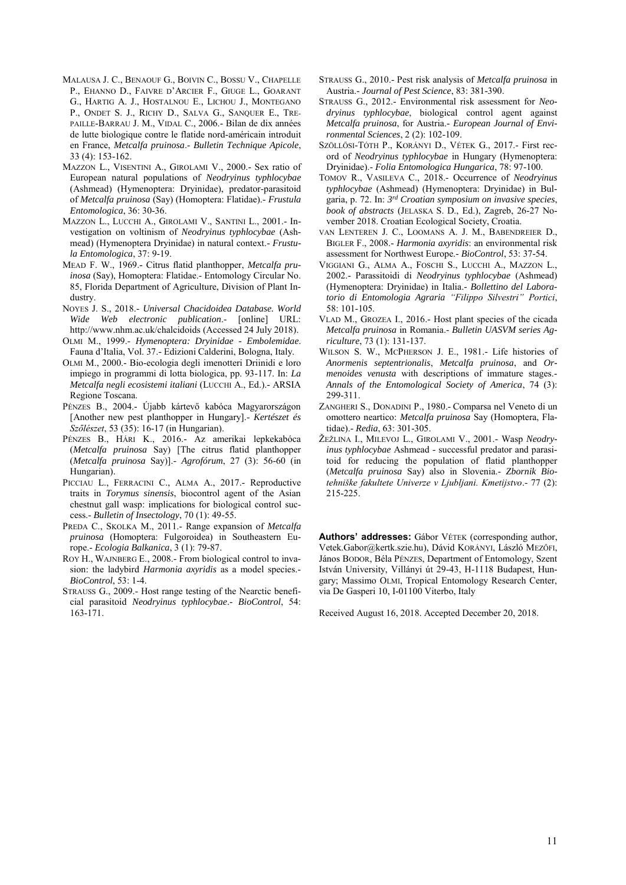MALAUSA J. C., BENAOUF G., BOIVIN C., BOSSU V., CHAPELLE P., EHANNO D., FAIVRE D'ARCIER F., GIUGE L., GOARANT G., HARTIG A. J., HOSTALNOU E., LICHOU J., MONTEGANO P., ONDET S. J., RICHY D., SALVA G., SANQUER E., TREPAILLE-BARRAU J. M., VIDAL C., 2006.- Bilan de dix années de lutte biologique contre le flatide nord-américain introduit en France, *Metcalfa pruinosa*.- *Bulletin Technique Apicole*, 33 (4): 153-162.

MAZZON L., VISENTINI A., GIROLAMI V., 2000.- Sex ratio of European natural populations of *Neodryinus typhlocybae* (Ashmead) (Hymenoptera: Dryinidae), predator-parasitoid of *Metcalfa pruinosa* (Say) (Homoptera: Flatidae).- *Frustula Entomologica*, 36: 30-36.

MAZZON L., LUCCHI A., GIROLAMI V., SANTINI L., 2001.- Investigation on voltinism of *Neodryinus typhlocybae* (Ashmead) (Hymenoptera Dryinidae) in natural context.- *Frustula Entomologica*, 37: 9-19.

MEAD F. W., 1969.- Citrus flatid planthopper, *Metcalfa pruinosa* (Say), Homoptera: Flatidae.- Entomology Circular No. 85, Florida Department of Agriculture, Division of Plant Industry.

NOYES J. S., 2018.- *Universal Chacidoidea Database. World Wide Web electronic publication*.- [online] URL: http://www.nhm.ac.uk/chalcidoids (Accessed 24 July 2018).

OLMI M., 1999.- *Hymenoptera: Dryinidae - Embolemidae*. Fauna d'Italia, Vol. 37.- Edizioni Calderini, Bologna, Italy.

OLMI M., 2000.- Bio-ecologia degli imenotteri Driinidi e loro impiego in programmi di lotta biologica, pp. 93-117. In: *La Metcalfa negli ecosistemi italiani* (LUCCHI A., Ed.).- ARSIA Regione Toscana.

PÉNZES B., 2004.- Újabb kártevő kabóca Magyarországon [Another new pest planthopper in Hungary].- *Kertészet és Szőlészet*, 53 (35): 16-17 (in Hungarian).

PÉNZES B., HÁRI K., 2016.- Az amerikai lepkekabóca (*Metcalfa pruinosa* Say) [The citrus flatid planthopper (*Metcalfa pruinosa* Say)].- *Agrofórum*, 27 (3): 56-60 (in Hungarian).

PICCIAU L., FERRACINI C., ALMA A., 2017.- Reproductive traits in *Torymus sinensis*, biocontrol agent of the Asian chestnut gall wasp: implications for biological control success.- *Bulletin of Insectology*, 70 (1): 49-55.

PREDA C., SKOLKA M., 2011.- Range expansion of *Metcalfa pruinosa* (Homoptera: Fulgoroidea) in Southeastern Europe.- *Ecologia Balkanica*, 3 (1): 79-87.

ROY H., WAJNBERG E., 2008.- From biological control to invasion: the ladybird *Harmonia axyridis* as a model species.- *BioControl*, 53: 1-4.

STRAUSS G., 2009.- Host range testing of the Nearctic beneficial parasitoid *Neodryinus typhlocybae*.- *BioControl*, 54: 163-171.

STRAUSS G., 2010.- Pest risk analysis of *Metcalfa pruinosa* in Austria.- *Journal of Pest Science*, 83: 381-390.

STRAUSS G., 2012.- Environmental risk assessment for *Neodryinus typhlocybae*, biological control agent against *Metcalfa pruinosa*, for Austria.- *European Journal of Environmental Sciences*, 2 (2): 102-109.

SZÖLLŐSI-TÓTH P., KORÁNYI D., VÉTEK G., 2017.- First record of *Neodryinus typhlocybae* in Hungary (Hymenoptera: Dryinidae).- *Folia Entomologica Hungarica*, 78: 97-100.

TOMOV R., VASILEVA C., 2018.- Occurrence of *Neodryinus typhlocybae* (Ashmead) (Hymenoptera: Dryinidae) in Bulgaria, p. 72. In: *3rd Croatian symposium on invasive species, book of abstracts* (JELASKA S. D., Ed.), Zagreb, 26-27 November 2018. Croatian Ecological Society, Croatia.

VAN LENTEREN J. C., LOOMANS A. J. M., BABENDREIER D., BIGLER F., 2008.- *Harmonia axyridis*: an environmental risk assessment for Northwest Europe.- *BioControl*, 53: 37-54.

VIGGIANI G., ALMA A., FOSCHI S., LUCCHI A., MAZZON L., 2002.- Parassitoidi di *Neodryinus typhlocybae* (Ashmead) (Hymenoptera: Dryinidae) in Italia.- *Bollettino del Laboratorio di Entomologia Agraria "Filippo Silvestri" Portici*, 58: 101-105.

VLAD M., GROZEA I., 2016.- Host plant species of the cicada *Metcalfa pruinosa* in Romania.- *Bulletin UASVM series Agriculture*, 73 (1): 131-137.

WILSON S. W., MCPHERSON J. E., 1981.- Life histories of *Anormenis septentrionalis*, *Metcalfa pruinosa*, and *Ormenoides venusta* with descriptions of immature stages.- *Annals of the Entomological Society of America*, 74 (3): 299-311.

ZANGHERI S., DONADINI P., 1980.- Comparsa nel Veneto di un omottero neartico: *Metcalfa pruinosa* Say (Homoptera, Flatidae).- *Redia*, 63: 301-305.

ŽEŽLINA I., MILEVOJ L., GIROLAMI V., 2001.- Wasp *Neodryinus typhlocybae* Ashmead - successful predator and parasitoid for reducing the population of flatid planthopper (*Metcalfa pruinosa* Say) also in Slovenia.- *Zbornik Biotehniške fakultete Univerze v Ljubljani. Kmetijstvo*.- 77 (2): 215-225.

**Authors' addresses:** Gábor VÉTEK (corresponding author, Vetek.Gabor@kertk.szie.hu), Dávid KORÁNYI, László MEZŐFI, János BODOR, Béla PÉNZES, Department of Entomology, Szent István University, Villányi út 29-43, H-1118 Budapest, Hungary; Massimo OLMI, Tropical Entomology Research Center, via De Gasperi 10, I-01100 Viterbo, Italy

Received August 16, 2018. Accepted December 20, 2018.